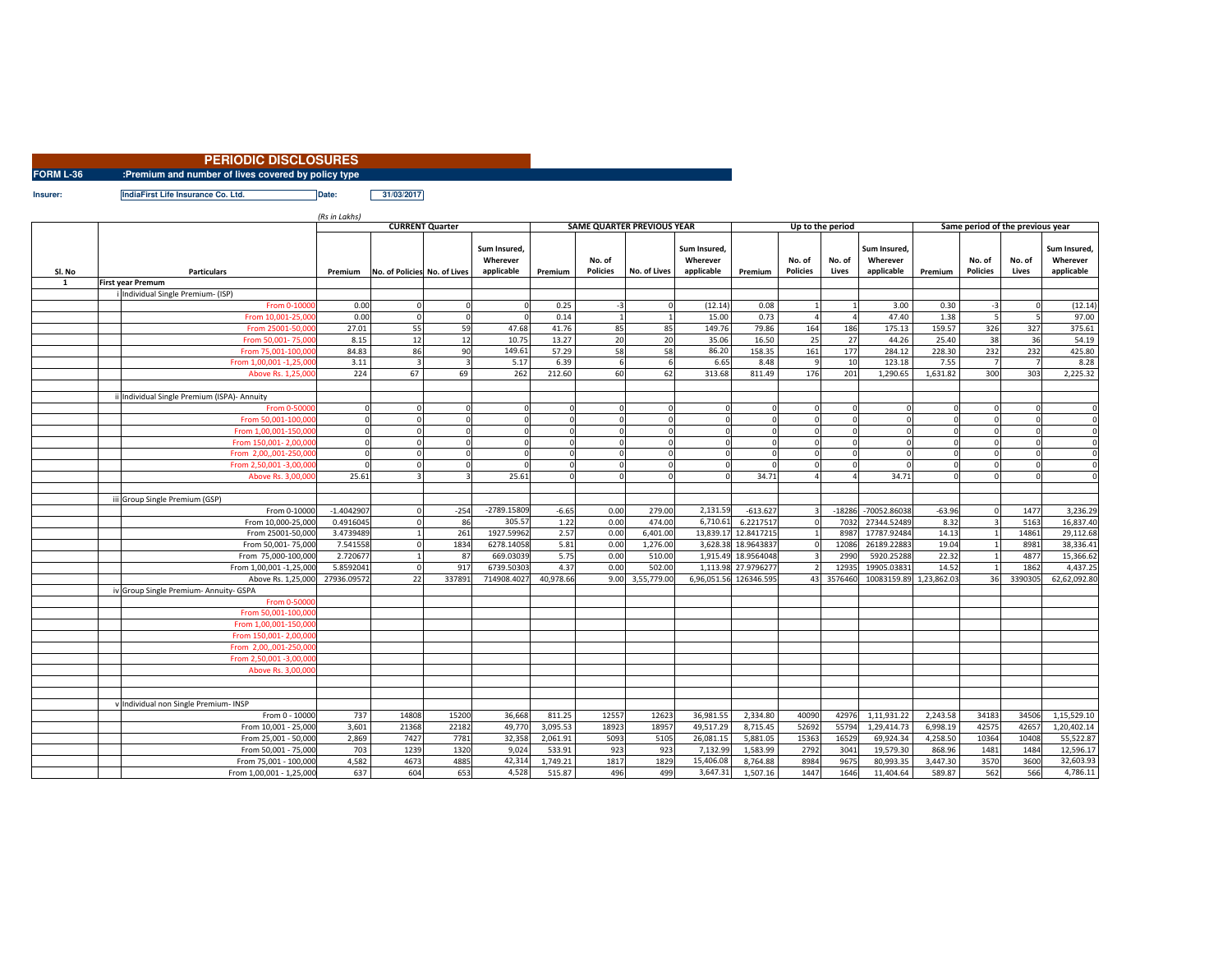# PERIODIC DISCLOSURES

**FORM L-36** **:Premium and number of lives covered by policy type**

**Insurer:** IndiaFirst Life Insurance Co. Ltd. **Date:** 31/03/2017

(Rs in Lakhs)

| Sl. No | Particulars | CURRENT Quarter | | | | SAME QUARTER PREVIOUS YEAR | | | | Up to the period | | | | Same period of the previous year | | | |
|---|---|---|---|---|---|---|---|---|---|---|---|---|---|---|---|---|---|
| | | Premium | No. of Policies | No. of Lives | Sum Insured, Wherever applicable | Premium | No. of Policies | No. of Lives | Sum Insured, Wherever applicable | Premium | No. of Policies | No. of Lives | Sum Insured, Wherever applicable | Premium | No. of Policies | No. of Lives | Sum Insured, Wherever applicable |
| 1 | First year Premum | | | | | | | | | | | | | | | | |
| | i Individual Single Premium- (ISP) | | | | | | | | | | | | | | | | |
| | From 0-10000 | 0.00 | 0 | 0 | 0 | 0.25 | -3 | 0 | (12.14) | 0.08 | 1 | 1 | 3.00 | 0.30 | -3 | 0 | (12.14) |
| | From 10,001-25,000 | 0.00 | 0 | 0 | 0 | 0.14 | 1 | 1 | 15.00 | 0.73 | 4 | 4 | 47.40 | 1.38 | 5 | 5 | 97.00 |
| | From 25001-50,000 | 27.01 | 55 | 59 | 47.68 | 41.76 | 85 | 85 | 149.76 | 79.86 | 164 | 186 | 175.13 | 159.57 | 326 | 327 | 375.61 |
| | From 50,001- 75,000 | 8.15 | 12 | 12 | 10.75 | 13.27 | 20 | 20 | 35.06 | 16.50 | 25 | 27 | 44.26 | 25.40 | 38 | 36 | 54.19 |
| | From 75,001-100,000 | 84.83 | 86 | 90 | 149.61 | 57.29 | 58 | 58 | 86.20 | 158.35 | 161 | 177 | 284.12 | 228.30 | 232 | 232 | 425.80 |
| | From 1,00,001 -1,25,000 | 3.11 | 3 | 3 | 5.17 | 6.39 | 6 | 6 | 6.65 | 8.48 | 9 | 10 | 123.18 | 7.55 | 7 | 7 | 8.28 |
| | Above Rs. 1,25,000 | 224 | 67 | 69 | 262 | 212.60 | 60 | 62 | 313.68 | 811.49 | 176 | 201 | 1,290.65 | 1,631.82 | 300 | 303 | 2,225.32 |
| | | | | | | | | | | | | | | | | | |
| | ii Individual Single Premium (ISPA)- Annuity | | | | | | | | | | | | | | | | |
| | From 0-50000 | 0 | 0 | 0 | 0 | 0 | 0 | 0 | 0 | 0 | 0 | 0 | 0 | 0 | 0 | 0 | 0 |
| | From 50,001-100,000 | 0 | 0 | 0 | 0 | 0 | 0 | 0 | 0 | 0 | 0 | 0 | 0 | 0 | 0 | 0 | 0 |
| | From 1,00,001-150,000 | 0 | 0 | 0 | 0 | 0 | 0 | 0 | 0 | 0 | 0 | 0 | 0 | 0 | 0 | 0 | 0 |
| | From 150,001- 2,00,000 | 0 | 0 | 0 | 0 | 0 | 0 | 0 | 0 | 0 | 0 | 0 | 0 | 0 | 0 | 0 | 0 |
| | From 2,00,,001-250,000 | 0 | 0 | 0 | 0 | 0 | 0 | 0 | 0 | 0 | 0 | 0 | 0 | 0 | 0 | 0 | 0 |
| | From 2,50,001 -3,00,000 | 0 | 0 | 0 | 0 | 0 | 0 | 0 | 0 | 0 | 0 | 0 | 0 | 0 | 0 | 0 | 0 |
| | Above Rs. 3,00,000 | 25.61 | 3 | 3 | 25.61 | 0 | 0 | 0 | 0 | 34.71 | 4 | 4 | 34.71 | 0 | 0 | 0 | 0 |
| | | | | | | | | | | | | | | | | | |
| | iii Group Single Premium (GSP) | | | | | | | | | | | | | | | | |
| | From 0-10000 | -1.4042907 | 0 | -254 | -2789.15809 | -6.65 | 0.00 | 279.00 | 2,131.59 | -613.627 | 3 | -18286 | -70052.86038 | -63.96 | 0 | 1477 | 3,236.29 |
| | From 10,000-25,000 | 0.4916045 | 0 | 86 | 305.57 | 1.22 | 0.00 | 474.00 | 6,710.61 | 6.2217517 | 0 | 7032 | 27344.52489 | 8.32 | 3 | 5163 | 16,837.40 |
| | From 25001-50,000 | 3.4739489 | 1 | 261 | 1927.59962 | 2.57 | 0.00 | 6,401.00 | 13,839.17 | 12.8417215 | 1 | 8987 | 17787.92484 | 14.13 | 1 | 14861 | 29,112.68 |
| | From 50,001- 75,000 | 7.541558 | 0 | 1834 | 6278.14058 | 5.81 | 0.00 | 1,276.00 | 3,628.38 | 18.9643837 | 0 | 12086 | 26189.22883 | 19.04 | 1 | 8981 | 38,336.41 |
| | From 75,000-100,000 | 2.720677 | 1 | 87 | 669.03039 | 5.75 | 0.00 | 510.00 | 1,915.49 | 18.9564048 | 3 | 2990 | 5920.25288 | 22.32 | 1 | 4877 | 15,366.62 |
| | From 1,00,001 -1,25,000 | 5.8592041 | 0 | 917 | 6739.50303 | 4.37 | 0.00 | 502.00 | 1,113.98 | 27.9796277 | 2 | 12935 | 19905.03831 | 14.52 | 1 | 1862 | 4,437.25 |
| | Above Rs. 1,25,000 | 27936.09572 | 22 | 337891 | 714908.4027 | 40,978.66 | 9.00 | 3,55,779.00 | 6,96,051.56 | 126346.595 | 43 | 3576460 | 10083159.89 | 1,23,862.03 | 36 | 3390305 | 62,62,092.80 |
| | iv Group Single Premium- Annuity- GSPA | | | | | | | | | | | | | | | | |
| | From 0-50000 | | | | | | | | | | | | | | | | |
| | From 50,001-100,000 | | | | | | | | | | | | | | | | |
| | From 1,00,001-150,000 | | | | | | | | | | | | | | | | |
| | From 150,001- 2,00,000 | | | | | | | | | | | | | | | | |
| | From 2,00,,001-250,000 | | | | | | | | | | | | | | | | |
| | From 2,50,001 -3,00,000 | | | | | | | | | | | | | | | | |
| | Above Rs. 3,00,000 | | | | | | | | | | | | | | | | |
| | | | | | | | | | | | | | | | | | |
| | | | | | | | | | | | | | | | | | |
| | v Individual non Single Premium- INSP | | | | | | | | | | | | | | | | |
| | From 0 - 10000 | 737 | 14808 | 15200 | 36,668 | 811.25 | 12557 | 12623 | 36,981.55 | 2,334.80 | 40090 | 42976 | 1,11,931.22 | 2,243.58 | 34183 | 34506 | 1,15,529.10 |
| | From 10,001 - 25,000 | 3,601 | 21368 | 22182 | 49,770 | 3,095.53 | 18923 | 18957 | 49,517.29 | 8,715.45 | 52692 | 55794 | 1,29,414.73 | 6,998.19 | 42575 | 42657 | 1,20,402.14 |
| | From 25,001 - 50,000 | 2,869 | 7427 | 7781 | 32,358 | 2,061.91 | 5093 | 5105 | 26,081.15 | 5,881.05 | 15363 | 16529 | 69,924.34 | 4,258.50 | 10364 | 10408 | 55,522.87 |
| | From 50,001 - 75,000 | 703 | 1239 | 1320 | 9,024 | 533.91 | 923 | 923 | 7,132.99 | 1,583.99 | 2792 | 3041 | 19,579.30 | 868.96 | 1481 | 1484 | 12,596.17 |
| | From 75,001 - 100,000 | 4,582 | 4673 | 4885 | 42,314 | 1,749.21 | 1817 | 1829 | 15,406.08 | 8,764.88 | 8984 | 9675 | 80,993.35 | 3,447.30 | 3570 | 3600 | 32,603.93 |
| | From 1,00,001 - 1,25,000 | 637 | 604 | 653 | 4,528 | 515.87 | 496 | 499 | 3,647.31 | 1,507.16 | 1447 | 1646 | 11,404.64 | 589.87 | 562 | 566 | 4,786.11 |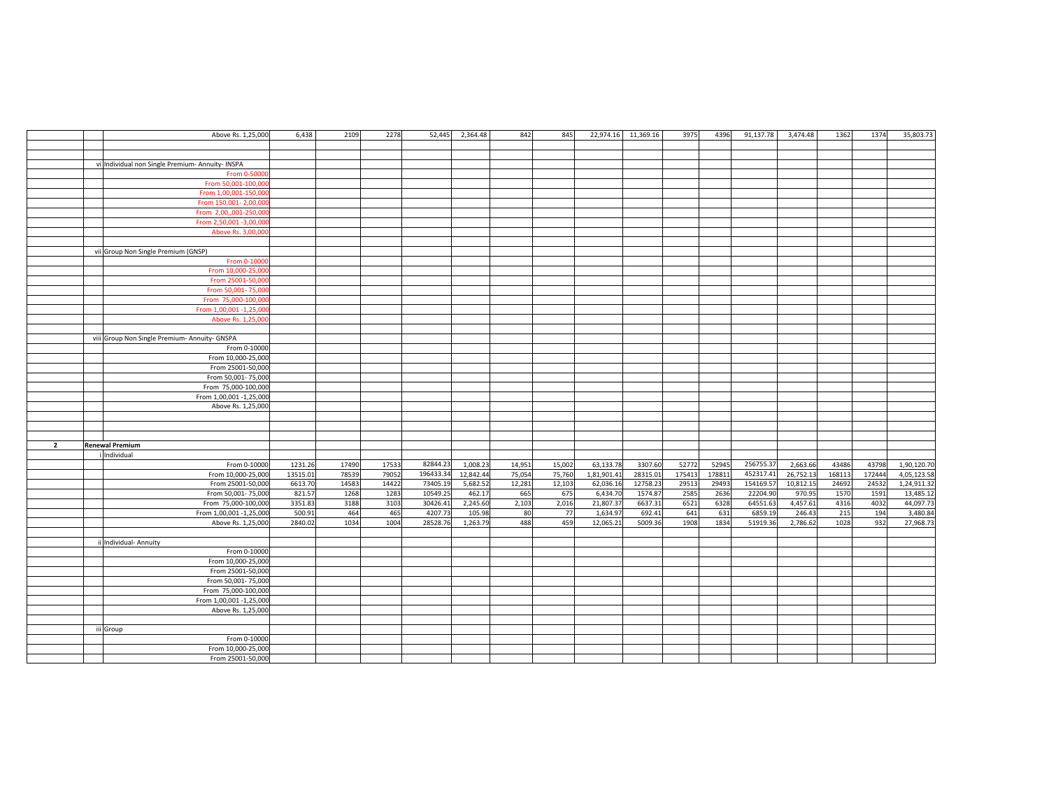| | | | | | | | | | | | | | | | | | |
|---|---|---|---|---|---|---|---|---|---|---|---|---|---|---|---|---|---|
| | | Above Rs. 1,25,000 | 6,438 | 2109 | 2278 | 52,445 | 2,364.48 | 842 | 845 | 22,974.16 | 11,369.16 | 3975 | 4396 | 91,137.78 | 3,474.48 | 1362 | 1374 | 35,803.73 |
| | | | | | | | | | | | | | | | | | | |
| | | | | | | | | | | | | | | | | | | |
| | vi | Individual non Single Premium- Annuity- INSPA | | | | | | | | | | | | | | | | |
| | | From 0-50000 | | | | | | | | | | | | | | | | |
| | | From 50,001-100,000 | | | | | | | | | | | | | | | | |
| | | From 1,00,001-150,000 | | | | | | | | | | | | | | | | |
| | | From 150,001- 2,00,000 | | | | | | | | | | | | | | | | |
| | | From 2,00,,001-250,000 | | | | | | | | | | | | | | | | |
| | | From 2,50,001 -3,00,000 | | | | | | | | | | | | | | | | |
| | | Above Rs. 3,00,000 | | | | | | | | | | | | | | | | |
| | | | | | | | | | | | | | | | | | | |
| | vii | Group Non Single Premium (GNSP) | | | | | | | | | | | | | | | | |
| | | From 0-10000 | | | | | | | | | | | | | | | | |
| | | From 10,000-25,000 | | | | | | | | | | | | | | | | |
| | | From 25001-50,000 | | | | | | | | | | | | | | | | |
| | | From 50,001- 75,000 | | | | | | | | | | | | | | | | |
| | | From 75,000-100,000 | | | | | | | | | | | | | | | | |
| | | From 1,00,001 -1,25,000 | | | | | | | | | | | | | | | | |
| | | Above Rs. 1,25,000 | | | | | | | | | | | | | | | | |
| | | | | | | | | | | | | | | | | | | |
| | viii | Group Non Single Premium- Annuity- GNSPA | | | | | | | | | | | | | | | | |
| | | From 0-10000 | | | | | | | | | | | | | | | | |
| | | From 10,000-25,000 | | | | | | | | | | | | | | | | |
| | | From 25001-50,000 | | | | | | | | | | | | | | | | |
| | | From 50,001- 75,000 | | | | | | | | | | | | | | | | |
| | | From 75,000-100,000 | | | | | | | | | | | | | | | | |
| | | From 1,00,001 -1,25,000 | | | | | | | | | | | | | | | | |
| | | Above Rs. 1,25,000 | | | | | | | | | | | | | | | | |
| | | | | | | | | | | | | | | | | | | |
| | | | | | | | | | | | | | | | | | | |
| | | | | | | | | | | | | | | | | | | |
| **2** | **Renewal Premium** | | | | | | | | | | | | | | | | | |
| | i | Individual | | | | | | | | | | | | | | | | |
| | | From 0-10000 | 1231.26 | 17490 | 17533 | 82844.23 | 1,008.23 | 14,951 | 15,002 | 63,133.78 | 3307.60 | 52772 | 52945 | 256755.37 | 2,663.66 | 43486 | 43798 | 1,90,120.70 |
| | | From 10,000-25,000 | 13515.01 | 78539 | 79052 | 196433.34 | 12,842.44 | 75,054 | 75,760 | 1,81,901.41 | 28315.01 | 175413 | 178811 | 452317.41 | 26,752.13 | 168113 | 172444 | 4,05,123.58 |
| | | From 25001-50,000 | 6613.70 | 14583 | 14422 | 73405.19 | 5,682.52 | 12,281 | 12,103 | 62,036.16 | 12758.23 | 29513 | 29493 | 154169.57 | 10,812.15 | 24692 | 24532 | 1,24,911.32 |
| | | From 50,001- 75,000 | 821.57 | 1268 | 1283 | 10549.25 | 462.17 | 665 | 675 | 6,434.70 | 1574.87 | 2585 | 2636 | 22204.90 | 970.95 | 1570 | 1591 | 13,485.12 |
| | | From 75,000-100,000 | 3351.83 | 3188 | 3103 | 30426.41 | 2,245.60 | 2,103 | 2,016 | 21,807.37 | 6637.31 | 6521 | 6328 | 64551.63 | 4,457.61 | 4316 | 4032 | 44,097.73 |
| | | From 1,00,001 -1,25,000 | 500.91 | 464 | 465 | 4207.73 | 105.98 | 80 | 77 | 1,634.97 | 692.41 | 641 | 631 | 6859.19 | 246.43 | 215 | 194 | 3,480.84 |
| | | Above Rs. 1,25,000 | 2840.02 | 1034 | 1004 | 28528.76 | 1,263.79 | 488 | 459 | 12,065.21 | 5009.36 | 1908 | 1834 | 51919.36 | 2,786.62 | 1028 | 932 | 27,968.73 |
| | | | | | | | | | | | | | | | | | | |
| | ii | Individual- Annuity | | | | | | | | | | | | | | | | |
| | | From 0-10000 | | | | | | | | | | | | | | | | |
| | | From 10,000-25,000 | | | | | | | | | | | | | | | | |
| | | From 25001-50,000 | | | | | | | | | | | | | | | | |
| | | From 50,001- 75,000 | | | | | | | | | | | | | | | | |
| | | From 75,000-100,000 | | | | | | | | | | | | | | | | |
| | | From 1,00,001 -1,25,000 | | | | | | | | | | | | | | | | |
| | | Above Rs. 1,25,000 | | | | | | | | | | | | | | | | |
| | | | | | | | | | | | | | | | | | | |
| | iii | Group | | | | | | | | | | | | | | | | |
| | | From 0-10000 | | | | | | | | | | | | | | | | |
| | | From 10,000-25,000 | | | | | | | | | | | | | | | | |
| | | From 25001-50,000 | | | | | | | | | | | | | | | | |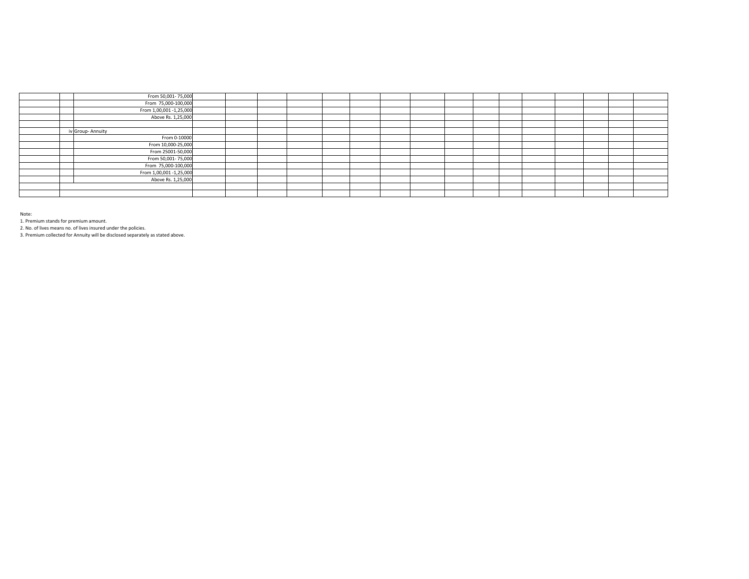| | | | | | | | | | | | | | | | | | | |
|---|---|---|---|---|---|---|---|---|---|---|---|---|---|---|---|---|---|---|
| | | From 50,001- 75,000 | | | | | | | | | | | | | | | | |
| | | From 75,000-100,000 | | | | | | | | | | | | | | | | |
| | | From 1,00,001 -1,25,000 | | | | | | | | | | | | | | | | |
| | | Above Rs. 1,25,000 | | | | | | | | | | | | | | | | |
| | | | | | | | | | | | | | | | | | | |
| | iv | Group- Annuity | | | | | | | | | | | | | | | | |
| | | From 0-10000 | | | | | | | | | | | | | | | | |
| | | From 10,000-25,000 | | | | | | | | | | | | | | | | |
| | | From 25001-50,000 | | | | | | | | | | | | | | | | |
| | | From 50,001- 75,000 | | | | | | | | | | | | | | | | |
| | | From 75,000-100,000 | | | | | | | | | | | | | | | | |
| | | From 1,00,001 -1,25,000 | | | | | | | | | | | | | | | | |
| | | Above Rs. 1,25,000 | | | | | | | | | | | | | | | | |
| | | | | | | | | | | | | | | | | | | |
| | | | | | | | | | | | | | | | | | | |

Note:

1. Premium stands for premium amount.
2. No. of lives means no. of lives insured under the policies.
3. Premium collected for Annuity will be disclosed separately as stated above.